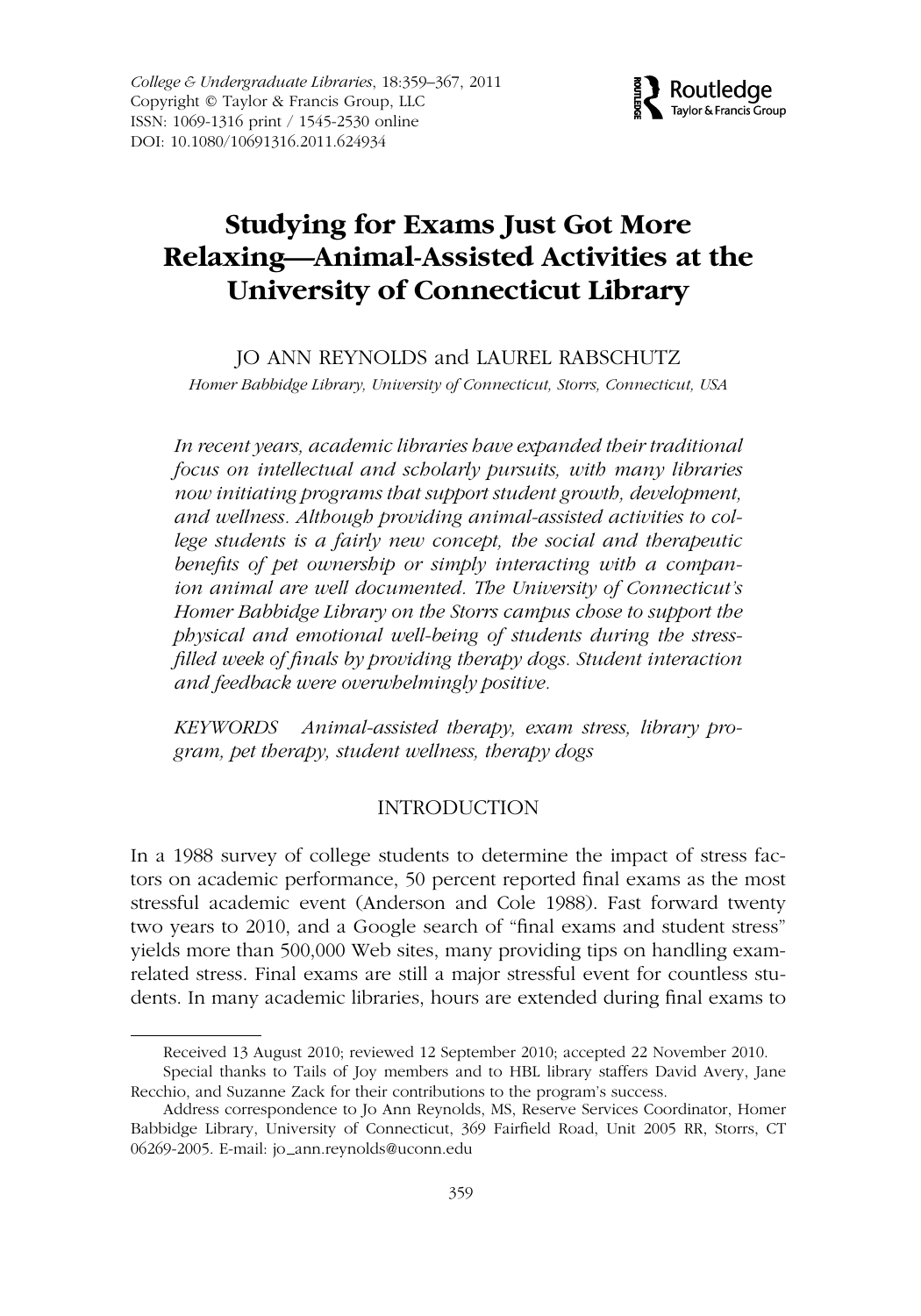# Studying for Exams Just Got More Relaxing—Animal-Assisted Activities at the University of Connecticut Library

JO ANN REYNOLDS and LAUREL RABSCHUTZ

*Homer Babbidge Library, University of Connecticut, Storrs, Connecticut, USA*

*In recent years, academic libraries have expanded their traditional focus on intellectual and scholarly pursuits, with many libraries now initiating programs that support student growth, development, and wellness. Although providing animal-assisted activities to college students is a fairly new concept, the social and therapeutic benefits of pet ownership or simply interacting with a companion animal are well documented. The University of Connecticut's Homer Babbidge Library on the Storrs campus chose to support the physical and emotional well-being of students during the stress-filled week of finals by providing therapy dogs. Student interaction and feedback were overwhelmingly positive.*

*KEYWORDS* *Animal-assisted therapy, exam stress, library program, pet therapy, student wellness, therapy dogs*

## INTRODUCTION

In a 1988 survey of college students to determine the impact of stress factors on academic performance, 50 percent reported final exams as the most stressful academic event (Anderson and Cole 1988). Fast forward twenty two years to 2010, and a Google search of "final exams and student stress" yields more than 500,000 Web sites, many providing tips on handling exam-related stress. Final exams are still a major stressful event for countless students. In many academic libraries, hours are extended during final exams to

---

Received 13 August 2010; reviewed 12 September 2010; accepted 22 November 2010.

Special thanks to Tails of Joy members and to HBL library staffers David Avery, Jane Recchio, and Suzanne Zack for their contributions to the program's success.

Address correspondence to Jo Ann Reynolds, MS, Reserve Services Coordinator, Homer Babbidge Library, University of Connecticut, 369 Fairfield Road, Unit 2005 RR, Storrs, CT 06269-2005. E-mail: jo_ann.reynolds@uconn.edu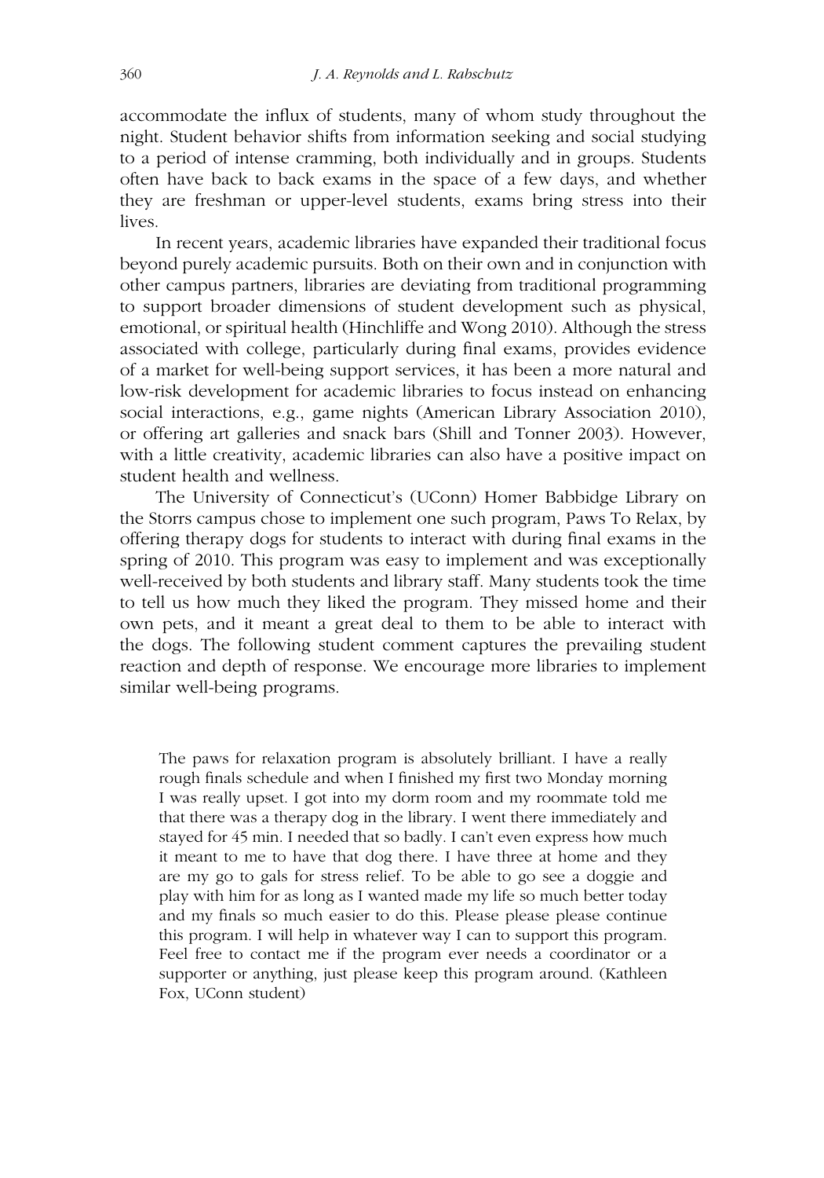accommodate the influx of students, many of whom study throughout the night. Student behavior shifts from information seeking and social studying to a period of intense cramming, both individually and in groups. Students often have back to back exams in the space of a few days, and whether they are freshman or upper-level students, exams bring stress into their lives.

In recent years, academic libraries have expanded their traditional focus beyond purely academic pursuits. Both on their own and in conjunction with other campus partners, libraries are deviating from traditional programming to support broader dimensions of student development such as physical, emotional, or spiritual health (Hinchliffe and Wong 2010). Although the stress associated with college, particularly during final exams, provides evidence of a market for well-being support services, it has been a more natural and low-risk development for academic libraries to focus instead on enhancing social interactions, e.g., game nights (American Library Association 2010), or offering art galleries and snack bars (Shill and Tonner 2003). However, with a little creativity, academic libraries can also have a positive impact on student health and wellness.

The University of Connecticut's (UConn) Homer Babbidge Library on the Storrs campus chose to implement one such program, Paws To Relax, by offering therapy dogs for students to interact with during final exams in the spring of 2010. This program was easy to implement and was exceptionally well-received by both students and library staff. Many students took the time to tell us how much they liked the program. They missed home and their own pets, and it meant a great deal to them to be able to interact with the dogs. The following student comment captures the prevailing student reaction and depth of response. We encourage more libraries to implement similar well-being programs.

> The paws for relaxation program is absolutely brilliant. I have a really rough finals schedule and when I finished my first two Monday morning I was really upset. I got into my dorm room and my roommate told me that there was a therapy dog in the library. I went there immediately and stayed for 45 min. I needed that so badly. I can't even express how much it meant to me to have that dog there. I have three at home and they are my go to gals for stress relief. To be able to go see a doggie and play with him for as long as I wanted made my life so much better today and my finals so much easier to do this. Please please please continue this program. I will help in whatever way I can to support this program. Feel free to contact me if the program ever needs a coordinator or a supporter or anything, just please keep this program around. (Kathleen Fox, UConn student)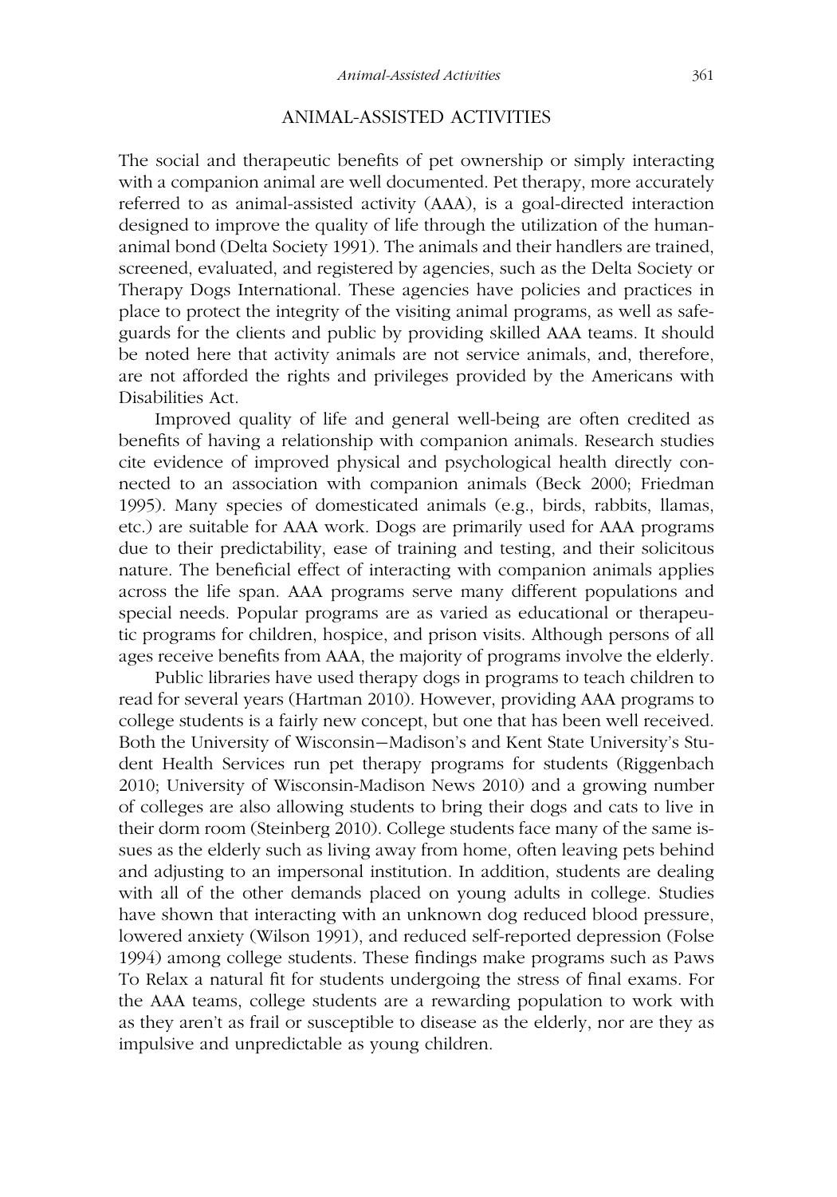## ANIMAL-ASSISTED ACTIVITIES

The social and therapeutic benefits of pet ownership or simply interacting with a companion animal are well documented. Pet therapy, more accurately referred to as animal-assisted activity (AAA), is a goal-directed interaction designed to improve the quality of life through the utilization of the human-animal bond (Delta Society 1991). The animals and their handlers are trained, screened, evaluated, and registered by agencies, such as the Delta Society or Therapy Dogs International. These agencies have policies and practices in place to protect the integrity of the visiting animal programs, as well as safeguards for the clients and public by providing skilled AAA teams. It should be noted here that activity animals are not service animals, and, therefore, are not afforded the rights and privileges provided by the Americans with Disabilities Act.

Improved quality of life and general well-being are often credited as benefits of having a relationship with companion animals. Research studies cite evidence of improved physical and psychological health directly connected to an association with companion animals (Beck 2000; Friedman 1995). Many species of domesticated animals (e.g., birds, rabbits, llamas, etc.) are suitable for AAA work. Dogs are primarily used for AAA programs due to their predictability, ease of training and testing, and their solicitous nature. The beneficial effect of interacting with companion animals applies across the life span. AAA programs serve many different populations and special needs. Popular programs are as varied as educational or therapeutic programs for children, hospice, and prison visits. Although persons of all ages receive benefits from AAA, the majority of programs involve the elderly.

Public libraries have used therapy dogs in programs to teach children to read for several years (Hartman 2010). However, providing AAA programs to college students is a fairly new concept, but one that has been well received. Both the University of Wisconsin—Madison's and Kent State University's Student Health Services run pet therapy programs for students (Riggenbach 2010; University of Wisconsin-Madison News 2010) and a growing number of colleges are also allowing students to bring their dogs and cats to live in their dorm room (Steinberg 2010). College students face many of the same issues as the elderly such as living away from home, often leaving pets behind and adjusting to an impersonal institution. In addition, students are dealing with all of the other demands placed on young adults in college. Studies have shown that interacting with an unknown dog reduced blood pressure, lowered anxiety (Wilson 1991), and reduced self-reported depression (Folse 1994) among college students. These findings make programs such as Paws To Relax a natural fit for students undergoing the stress of final exams. For the AAA teams, college students are a rewarding population to work with as they aren't as frail or susceptible to disease as the elderly, nor are they as impulsive and unpredictable as young children.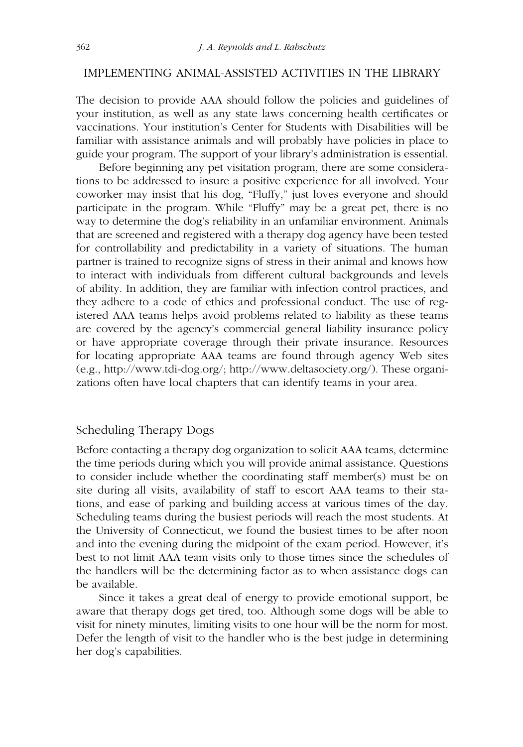## IMPLEMENTING ANIMAL-ASSISTED ACTIVITIES IN THE LIBRARY

The decision to provide AAA should follow the policies and guidelines of your institution, as well as any state laws concerning health certificates or vaccinations. Your institution's Center for Students with Disabilities will be familiar with assistance animals and will probably have policies in place to guide your program. The support of your library's administration is essential.

Before beginning any pet visitation program, there are some considerations to be addressed to insure a positive experience for all involved. Your coworker may insist that his dog, "Fluffy," just loves everyone and should participate in the program. While "Fluffy" may be a great pet, there is no way to determine the dog's reliability in an unfamiliar environment. Animals that are screened and registered with a therapy dog agency have been tested for controllability and predictability in a variety of situations. The human partner is trained to recognize signs of stress in their animal and knows how to interact with individuals from different cultural backgrounds and levels of ability. In addition, they are familiar with infection control practices, and they adhere to a code of ethics and professional conduct. The use of registered AAA teams helps avoid problems related to liability as these teams are covered by the agency's commercial general liability insurance policy or have appropriate coverage through their private insurance. Resources for locating appropriate AAA teams are found through agency Web sites (e.g., http://www.tdi-dog.org/; http://www.deltasociety.org/). These organizations often have local chapters that can identify teams in your area.

### Scheduling Therapy Dogs

Before contacting a therapy dog organization to solicit AAA teams, determine the time periods during which you will provide animal assistance. Questions to consider include whether the coordinating staff member(s) must be on site during all visits, availability of staff to escort AAA teams to their stations, and ease of parking and building access at various times of the day. Scheduling teams during the busiest periods will reach the most students. At the University of Connecticut, we found the busiest times to be after noon and into the evening during the midpoint of the exam period. However, it's best to not limit AAA team visits only to those times since the schedules of the handlers will be the determining factor as to when assistance dogs can be available.

Since it takes a great deal of energy to provide emotional support, be aware that therapy dogs get tired, too. Although some dogs will be able to visit for ninety minutes, limiting visits to one hour will be the norm for most. Defer the length of visit to the handler who is the best judge in determining her dog's capabilities.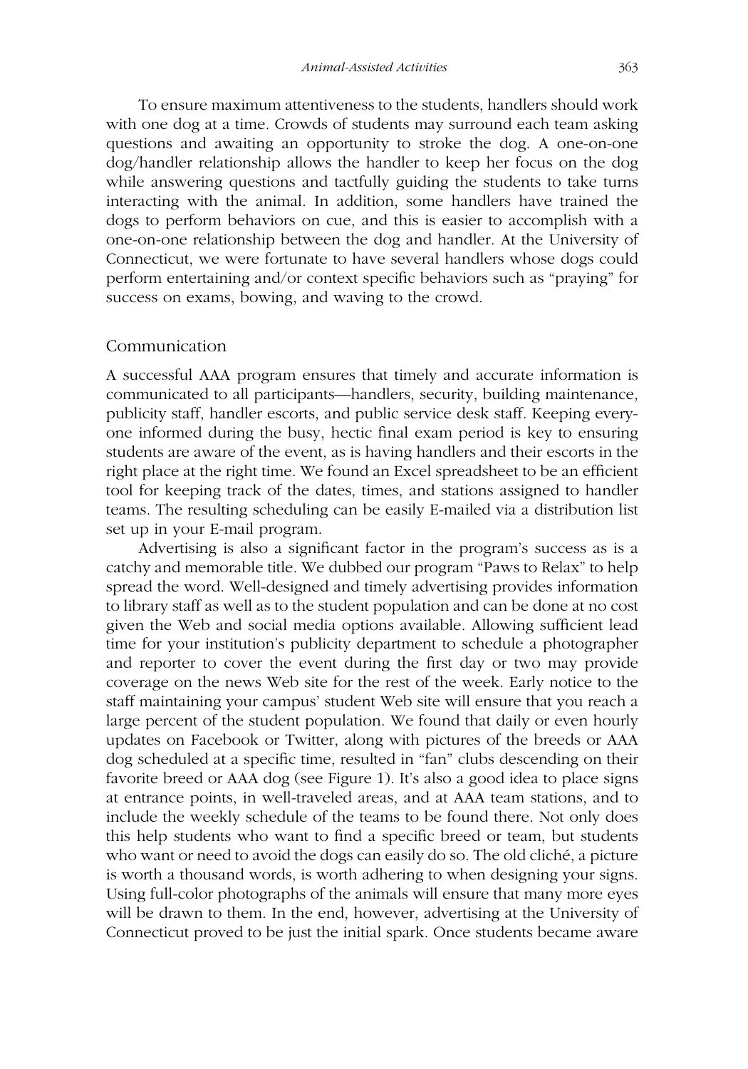To ensure maximum attentiveness to the students, handlers should work with one dog at a time. Crowds of students may surround each team asking questions and awaiting an opportunity to stroke the dog. A one-on-one dog/handler relationship allows the handler to keep her focus on the dog while answering questions and tactfully guiding the students to take turns interacting with the animal. In addition, some handlers have trained the dogs to perform behaviors on cue, and this is easier to accomplish with a one-on-one relationship between the dog and handler. At the University of Connecticut, we were fortunate to have several handlers whose dogs could perform entertaining and/or context specific behaviors such as "praying" for success on exams, bowing, and waving to the crowd.

## Communication

A successful AAA program ensures that timely and accurate information is communicated to all participants—handlers, security, building maintenance, publicity staff, handler escorts, and public service desk staff. Keeping everyone informed during the busy, hectic final exam period is key to ensuring students are aware of the event, as is having handlers and their escorts in the right place at the right time. We found an Excel spreadsheet to be an efficient tool for keeping track of the dates, times, and stations assigned to handler teams. The resulting scheduling can be easily E-mailed via a distribution list set up in your E-mail program.

Advertising is also a significant factor in the program's success as is a catchy and memorable title. We dubbed our program "Paws to Relax" to help spread the word. Well-designed and timely advertising provides information to library staff as well as to the student population and can be done at no cost given the Web and social media options available. Allowing sufficient lead time for your institution's publicity department to schedule a photographer and reporter to cover the event during the first day or two may provide coverage on the news Web site for the rest of the week. Early notice to the staff maintaining your campus' student Web site will ensure that you reach a large percent of the student population. We found that daily or even hourly updates on Facebook or Twitter, along with pictures of the breeds or AAA dog scheduled at a specific time, resulted in "fan" clubs descending on their favorite breed or AAA dog (see Figure 1). It's also a good idea to place signs at entrance points, in well-traveled areas, and at AAA team stations, and to include the weekly schedule of the teams to be found there. Not only does this help students who want to find a specific breed or team, but students who want or need to avoid the dogs can easily do so. The old cliché, a picture is worth a thousand words, is worth adhering to when designing your signs. Using full-color photographs of the animals will ensure that many more eyes will be drawn to them. In the end, however, advertising at the University of Connecticut proved to be just the initial spark. Once students became aware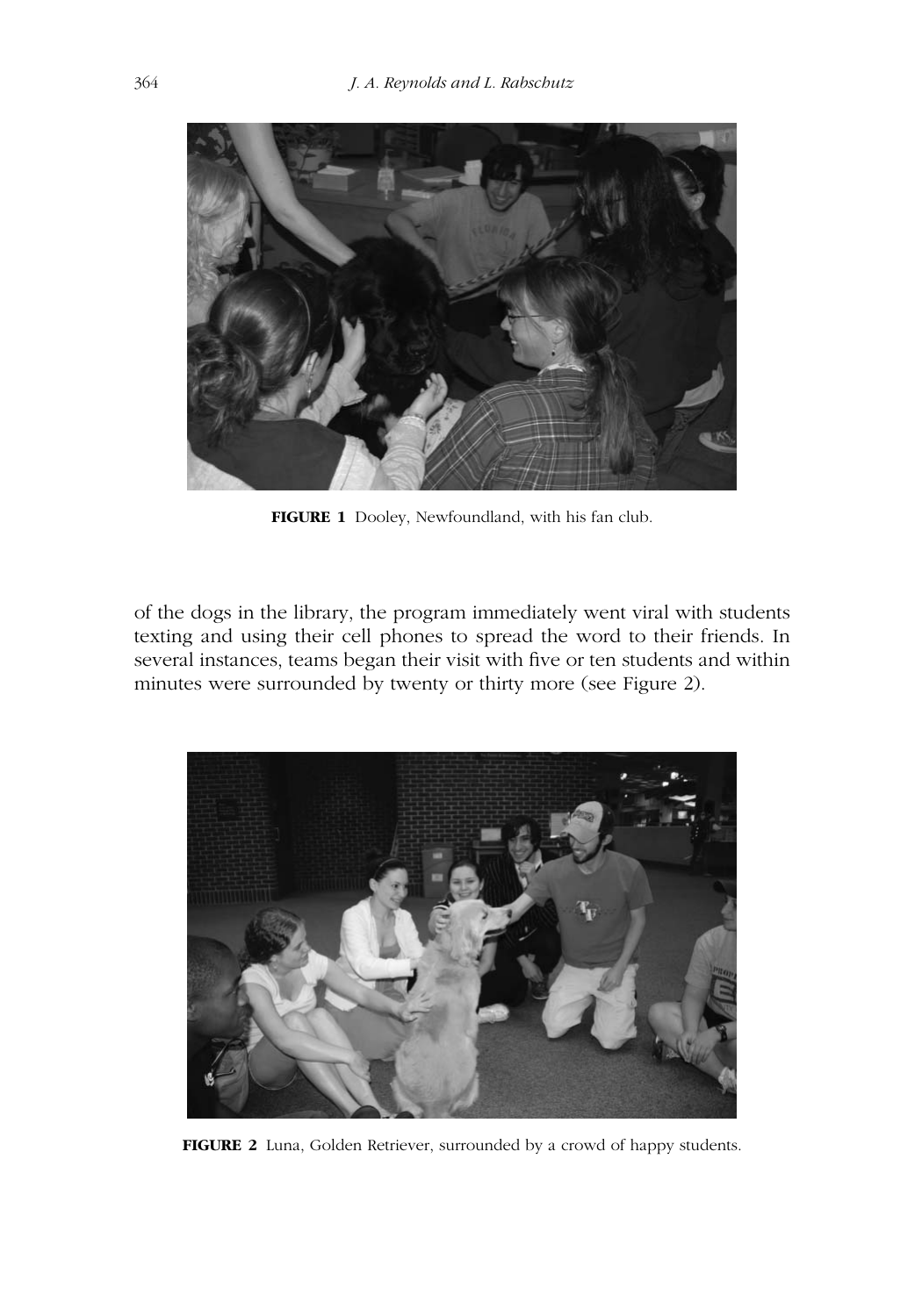FIGURE 1 Dooley, Newfoundland, with his fan club.

of the dogs in the library, the program immediately went viral with students texting and using their cell phones to spread the word to their friends. In several instances, teams began their visit with five or ten students and within minutes were surrounded by twenty or thirty more (see Figure 2).

FIGURE 2 Luna, Golden Retriever, surrounded by a crowd of happy students.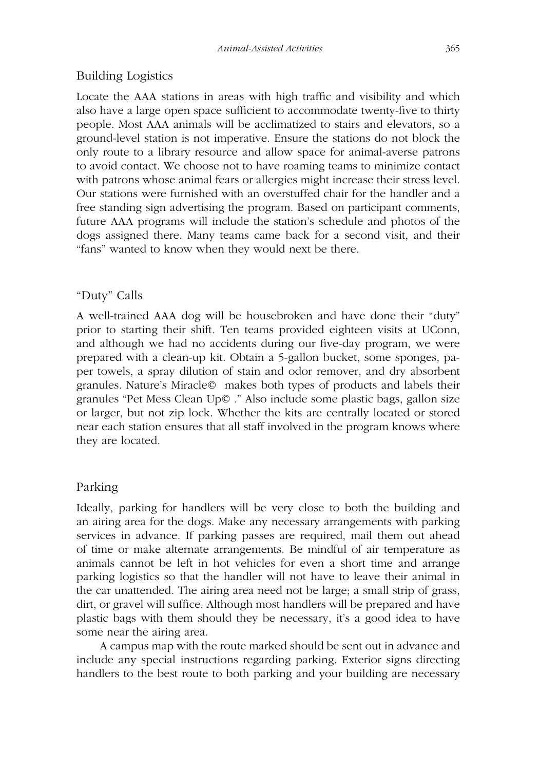## Building Logistics

Locate the AAA stations in areas with high traffic and visibility and which also have a large open space sufficient to accommodate twenty-five to thirty people. Most AAA animals will be acclimatized to stairs and elevators, so a ground-level station is not imperative. Ensure the stations do not block the only route to a library resource and allow space for animal-averse patrons to avoid contact. We choose not to have roaming teams to minimize contact with patrons whose animal fears or allergies might increase their stress level. Our stations were furnished with an overstuffed chair for the handler and a free standing sign advertising the program. Based on participant comments, future AAA programs will include the station's schedule and photos of the dogs assigned there. Many teams came back for a second visit, and their "fans" wanted to know when they would next be there.

## "Duty" Calls

A well-trained AAA dog will be housebroken and have done their "duty" prior to starting their shift. Ten teams provided eighteen visits at UConn, and although we had no accidents during our five-day program, we were prepared with a clean-up kit. Obtain a 5-gallon bucket, some sponges, paper towels, a spray dilution of stain and odor remover, and dry absorbent granules. Nature's Miracle© makes both types of products and labels their granules "Pet Mess Clean Up© ." Also include some plastic bags, gallon size or larger, but not zip lock. Whether the kits are centrally located or stored near each station ensures that all staff involved in the program knows where they are located.

## Parking

Ideally, parking for handlers will be very close to both the building and an airing area for the dogs. Make any necessary arrangements with parking services in advance. If parking passes are required, mail them out ahead of time or make alternate arrangements. Be mindful of air temperature as animals cannot be left in hot vehicles for even a short time and arrange parking logistics so that the handler will not have to leave their animal in the car unattended. The airing area need not be large; a small strip of grass, dirt, or gravel will suffice. Although most handlers will be prepared and have plastic bags with them should they be necessary, it's a good idea to have some near the airing area.

A campus map with the route marked should be sent out in advance and include any special instructions regarding parking. Exterior signs directing handlers to the best route to both parking and your building are necessary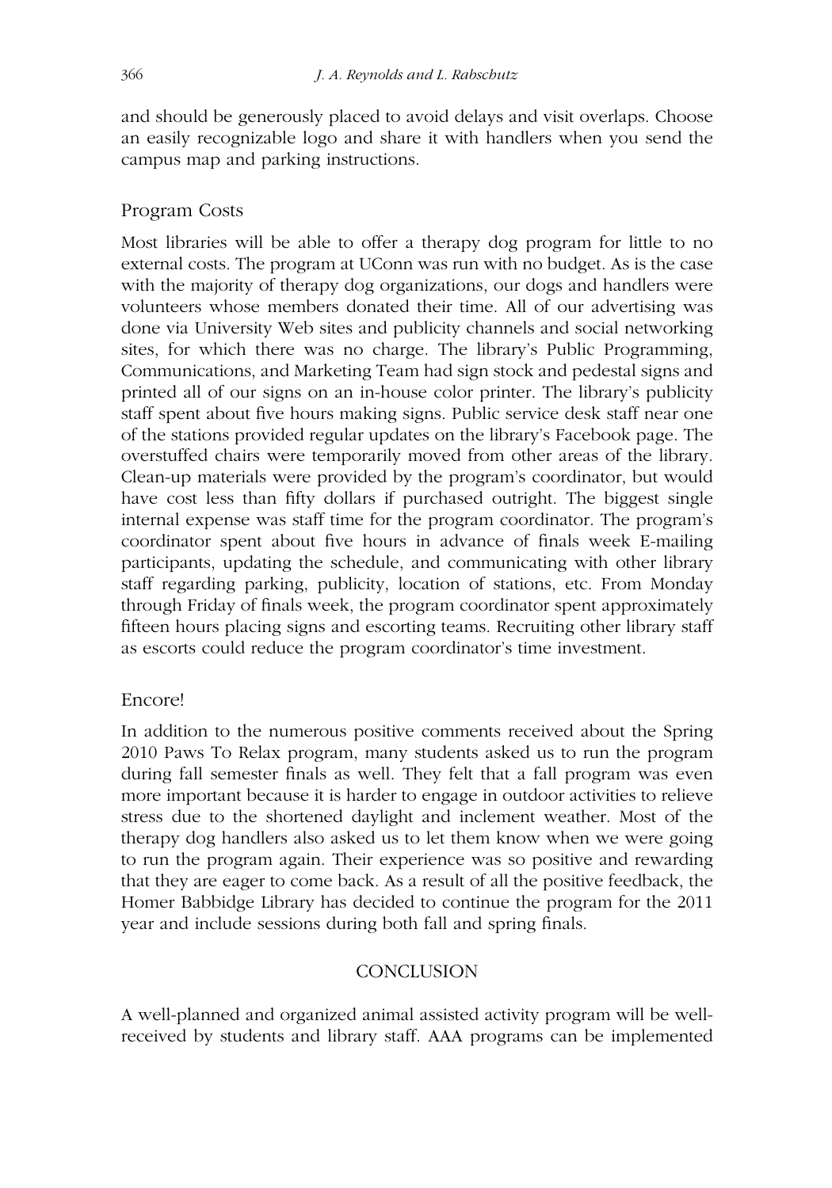and should be generously placed to avoid delays and visit overlaps. Choose an easily recognizable logo and share it with handlers when you send the campus map and parking instructions.

### Program Costs

Most libraries will be able to offer a therapy dog program for little to no external costs. The program at UConn was run with no budget. As is the case with the majority of therapy dog organizations, our dogs and handlers were volunteers whose members donated their time. All of our advertising was done via University Web sites and publicity channels and social networking sites, for which there was no charge. The library's Public Programming, Communications, and Marketing Team had sign stock and pedestal signs and printed all of our signs on an in-house color printer. The library's publicity staff spent about five hours making signs. Public service desk staff near one of the stations provided regular updates on the library's Facebook page. The overstuffed chairs were temporarily moved from other areas of the library. Clean-up materials were provided by the program's coordinator, but would have cost less than fifty dollars if purchased outright. The biggest single internal expense was staff time for the program coordinator. The program's coordinator spent about five hours in advance of finals week E-mailing participants, updating the schedule, and communicating with other library staff regarding parking, publicity, location of stations, etc. From Monday through Friday of finals week, the program coordinator spent approximately fifteen hours placing signs and escorting teams. Recruiting other library staff as escorts could reduce the program coordinator's time investment.

### Encore!

In addition to the numerous positive comments received about the Spring 2010 Paws To Relax program, many students asked us to run the program during fall semester finals as well. They felt that a fall program was even more important because it is harder to engage in outdoor activities to relieve stress due to the shortened daylight and inclement weather. Most of the therapy dog handlers also asked us to let them know when we were going to run the program again. Their experience was so positive and rewarding that they are eager to come back. As a result of all the positive feedback, the Homer Babbidge Library has decided to continue the program for the 2011 year and include sessions during both fall and spring finals.

## CONCLUSION

A well-planned and organized animal assisted activity program will be well-received by students and library staff. AAA programs can be implemented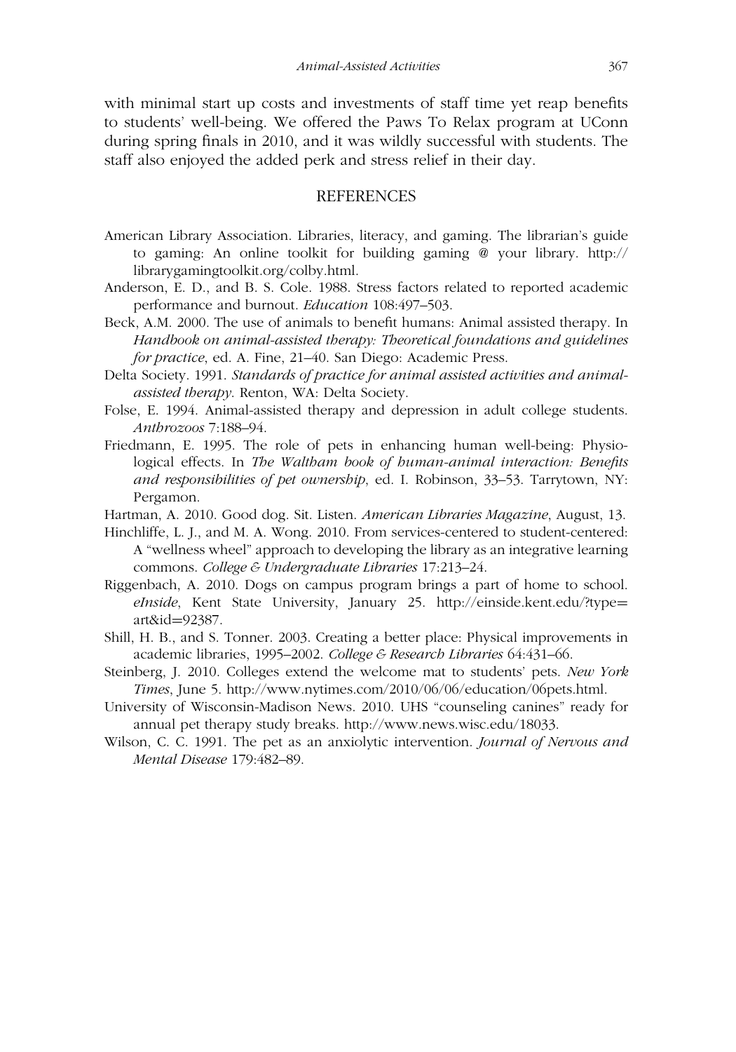with minimal start up costs and investments of staff time yet reap benefits to students' well-being. We offered the Paws To Relax program at UConn during spring finals in 2010, and it was wildly successful with students. The staff also enjoyed the added perk and stress relief in their day.

## REFERENCES

American Library Association. Libraries, literacy, and gaming. The librarian's guide to gaming: An online toolkit for building gaming @ your library. http://librarygamingtoolkit.org/colby.html.

Anderson, E. D., and B. S. Cole. 1988. Stress factors related to reported academic performance and burnout. *Education* 108:497–503.

Beck, A.M. 2000. The use of animals to benefit humans: Animal assisted therapy. In *Handbook on animal-assisted therapy: Theoretical foundations and guidelines for practice*, ed. A. Fine, 21–40. San Diego: Academic Press.

Delta Society. 1991. *Standards of practice for animal assisted activities and animal-assisted therapy*. Renton, WA: Delta Society.

Folse, E. 1994. Animal-assisted therapy and depression in adult college students. *Anthrozoos* 7:188–94.

Friedmann, E. 1995. The role of pets in enhancing human well-being: Physiological effects. In *The Waltham book of human-animal interaction: Benefits and responsibilities of pet ownership*, ed. I. Robinson, 33–53. Tarrytown, NY: Pergamon.

Hartman, A. 2010. Good dog. Sit. Listen. *American Libraries Magazine*, August, 13.

Hinchliffe, L. J., and M. A. Wong. 2010. From services-centered to student-centered: A "wellness wheel" approach to developing the library as an integrative learning commons. *College & Undergraduate Libraries* 17:213–24.

Riggenbach, A. 2010. Dogs on campus program brings a part of home to school. *eInside*, Kent State University, January 25. http://einside.kent.edu/?type=art&id=92387.

Shill, H. B., and S. Tonner. 2003. Creating a better place: Physical improvements in academic libraries, 1995–2002. *College & Research Libraries* 64:431–66.

Steinberg, J. 2010. Colleges extend the welcome mat to students' pets. *New York Times*, June 5. http://www.nytimes.com/2010/06/06/education/06pets.html.

University of Wisconsin-Madison News. 2010. UHS "counseling canines" ready for annual pet therapy study breaks. http://www.news.wisc.edu/18033.

Wilson, C. C. 1991. The pet as an anxiolytic intervention. *Journal of Nervous and Mental Disease* 179:482–89.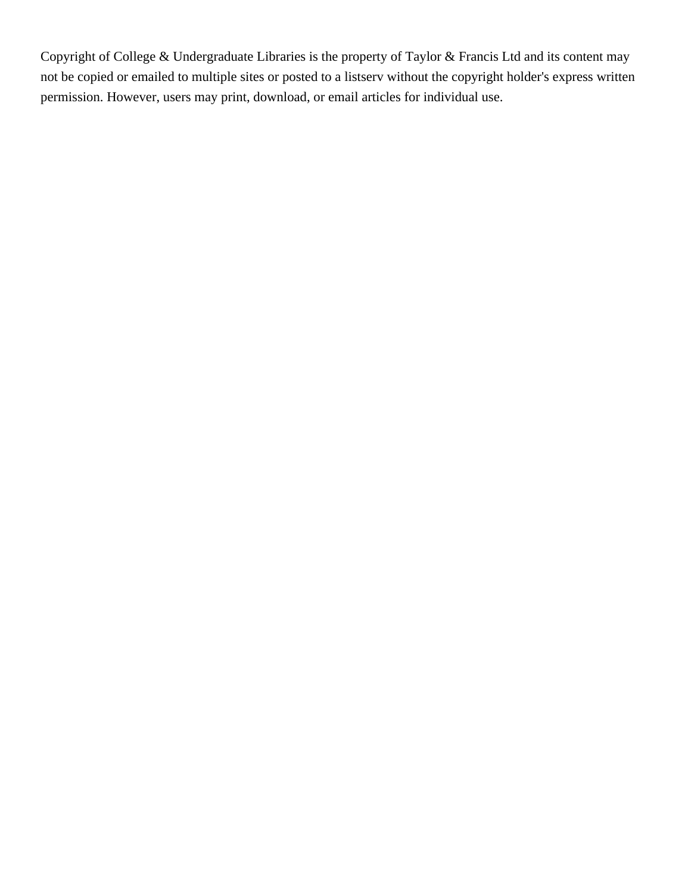Copyright of College & Undergraduate Libraries is the property of Taylor & Francis Ltd and its content may not be copied or emailed to multiple sites or posted to a listserv without the copyright holder's express written permission. However, users may print, download, or email articles for individual use.